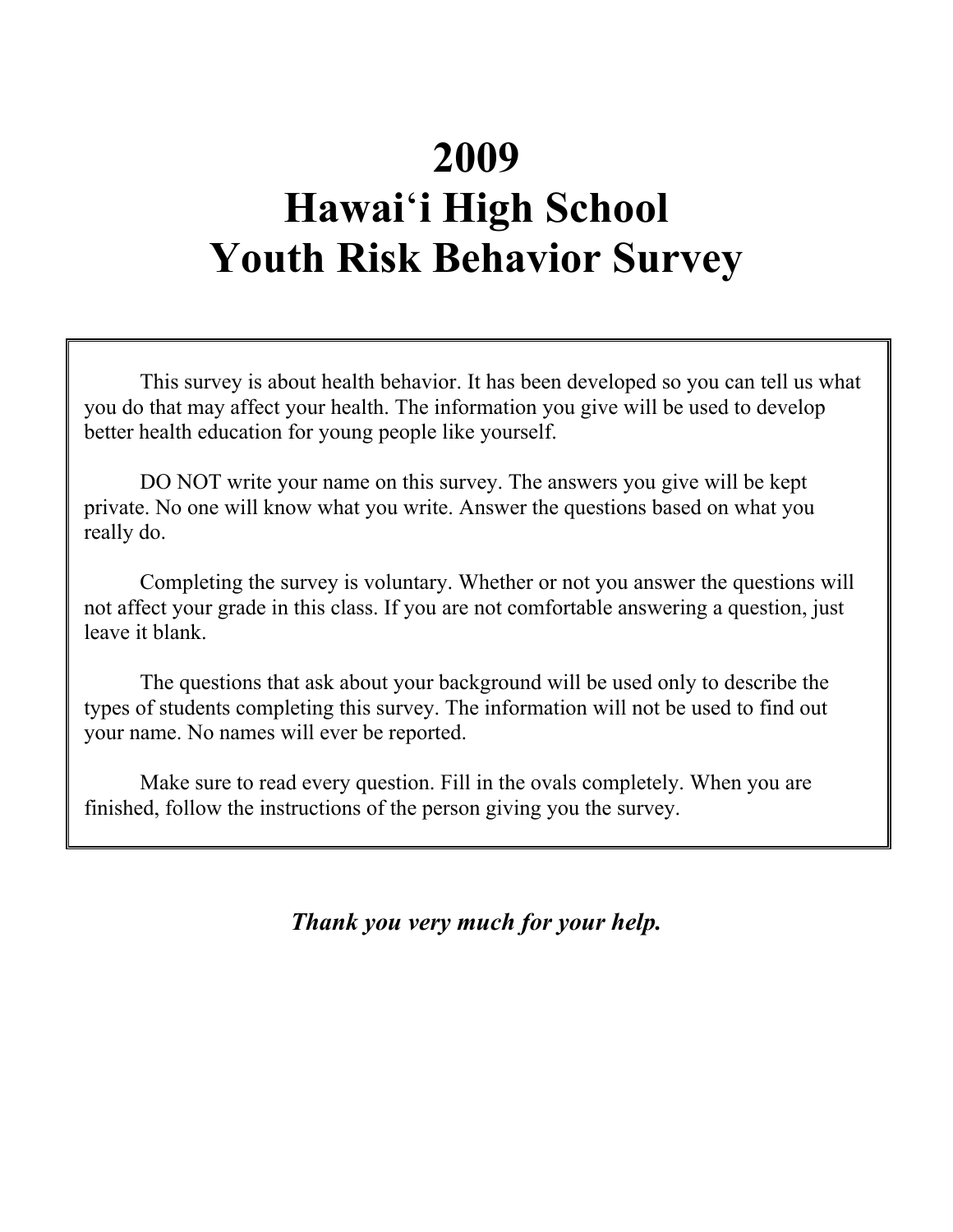# 2009
# Hawai‘i High School
# Youth Risk Behavior Survey

This survey is about health behavior. It has been developed so you can tell us what you do that may affect your health. The information you give will be used to develop better health education for young people like yourself.

DO NOT write your name on this survey. The answers you give will be kept private. No one will know what you write. Answer the questions based on what you really do.

Completing the survey is voluntary. Whether or not you answer the questions will not affect your grade in this class. If you are not comfortable answering a question, just leave it blank.

The questions that ask about your background will be used only to describe the types of students completing this survey. The information will not be used to find out your name. No names will ever be reported.

Make sure to read every question. Fill in the ovals completely. When you are finished, follow the instructions of the person giving you the survey.

***Thank you very much for your help.***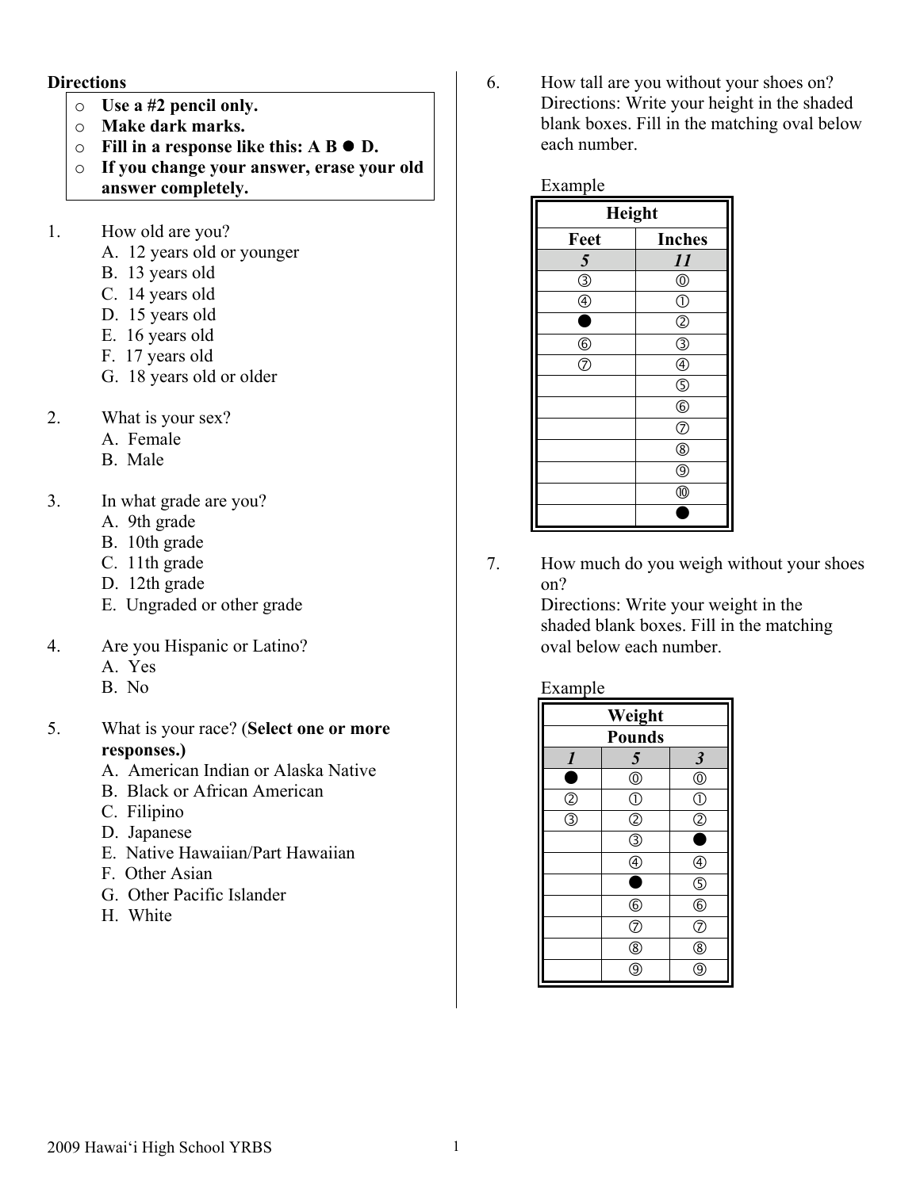**Directions**

- **Use a #2 pencil only.**
- **Make dark marks.**
- **Fill in a response like this: A B ● D.**
- **If you change your answer, erase your old answer completely.**

1. How old are you?
   A. 12 years old or younger
   B. 13 years old
   C. 14 years old
   D. 15 years old
   E. 16 years old
   F. 17 years old
   G. 18 years old or older

2. What is your sex?
   A. Female
   B. Male

3. In what grade are you?
   A. 9th grade
   B. 10th grade
   C. 11th grade
   D. 12th grade
   E. Ungraded or other grade

4. Are you Hispanic or Latino?
   A. Yes
   B. No

5. What is your race? (**Select one or more responses.)**
   A. American Indian or Alaska Native
   B. Black or African American
   C. Filipino
   D. Japanese
   E. Native Hawaiian/Part Hawaiian
   F. Other Asian
   G. Other Pacific Islander
   H. White

6. How tall are you without your shoes on?
   Directions: Write your height in the shaded blank boxes. Fill in the matching oval below each number.

Example

| Height | |
|---|---|
| **Feet** | **Inches** |
| ***5*** | ***11*** |
| ③ | ⓪ |
| ④ | ① |
| ● | ② |
| ⑥ | ③ |
| ⑦ | ④ |
| | ⑤ |
| | ⑥ |
| | ⑦ |
| | ⑧ |
| | ⑨ |
| | ⑩ |
| | ● |

7. How much do you weigh without your shoes on?
   Directions: Write your weight in the shaded blank boxes. Fill in the matching oval below each number.

Example

| Weight | | |
|---|---|---|
| **Pounds** | | |
| ***1*** | ***5*** | ***3*** |
| ● | ⓪ | ⓪ |
| ② | ① | ① |
| ③ | ② | ② |
| | ③ | ● |
| | ④ | ④ |
| | ● | ⑤ |
| | ⑥ | ⑥ |
| | ⑦ | ⑦ |
| | ⑧ | ⑧ |
| | ⑨ | ⑨ |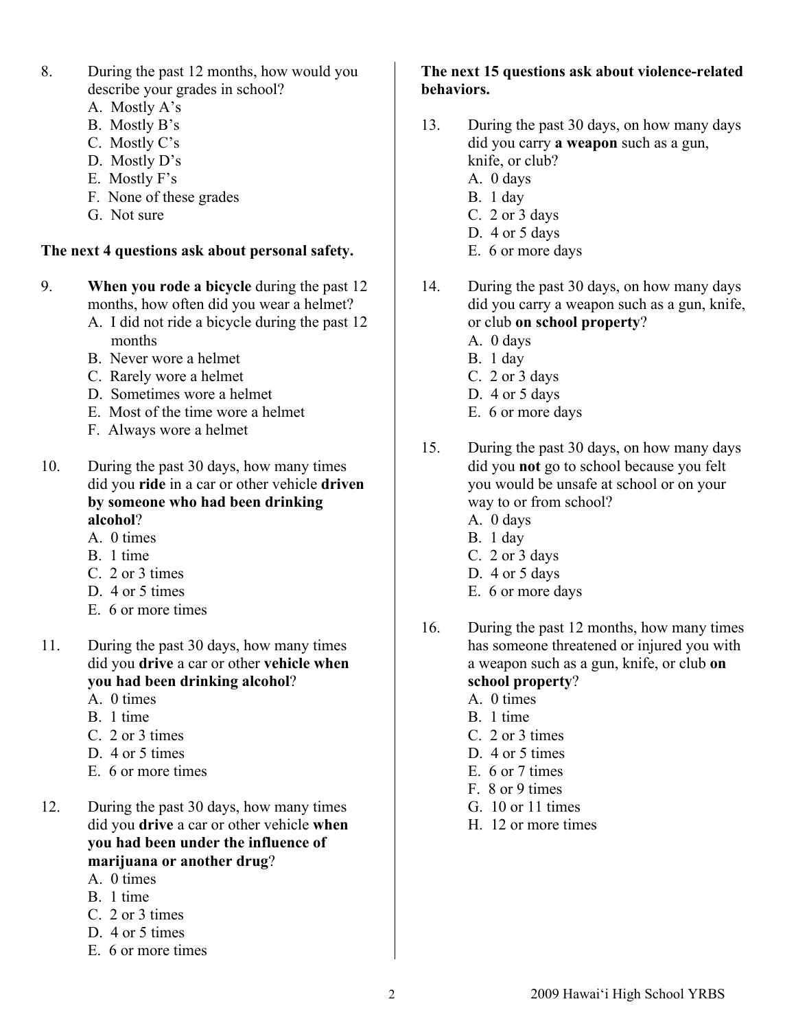8. During the past 12 months, how would you describe your grades in school?
   A. Mostly A's
   B. Mostly B's
   C. Mostly C's
   D. Mostly D's
   E. Mostly F's
   F. None of these grades
   G. Not sure

**The next 4 questions ask about personal safety.**

9. **When you rode a bicycle** during the past 12 months, how often did you wear a helmet?
   A. I did not ride a bicycle during the past 12 months
   B. Never wore a helmet
   C. Rarely wore a helmet
   D. Sometimes wore a helmet
   E. Most of the time wore a helmet
   F. Always wore a helmet

10. During the past 30 days, how many times did you **ride** in a car or other vehicle **driven by someone who had been drinking alcohol**?
    A. 0 times
    B. 1 time
    C. 2 or 3 times
    D. 4 or 5 times
    E. 6 or more times

11. During the past 30 days, how many times did you **drive** a car or other **vehicle when you had been drinking alcohol**?
    A. 0 times
    B. 1 time
    C. 2 or 3 times
    D. 4 or 5 times
    E. 6 or more times

12. During the past 30 days, how many times did you **drive** a car or other vehicle **when you had been under the influence of marijuana or another drug**?
    A. 0 times
    B. 1 time
    C. 2 or 3 times
    D. 4 or 5 times
    E. 6 or more times

**The next 15 questions ask about violence-related behaviors.**

13. During the past 30 days, on how many days did you carry **a weapon** such as a gun, knife, or club?
    A. 0 days
    B. 1 day
    C. 2 or 3 days
    D. 4 or 5 days
    E. 6 or more days

14. During the past 30 days, on how many days did you carry a weapon such as a gun, knife, or club **on school property**?
    A. 0 days
    B. 1 day
    C. 2 or 3 days
    D. 4 or 5 days
    E. 6 or more days

15. During the past 30 days, on how many days did you **not** go to school because you felt you would be unsafe at school or on your way to or from school?
    A. 0 days
    B. 1 day
    C. 2 or 3 days
    D. 4 or 5 days
    E. 6 or more days

16. During the past 12 months, how many times has someone threatened or injured you with a weapon such as a gun, knife, or club **on school property**?
    A. 0 times
    B. 1 time
    C. 2 or 3 times
    D. 4 or 5 times
    E. 6 or 7 times
    F. 8 or 9 times
    G. 10 or 11 times
    H. 12 or more times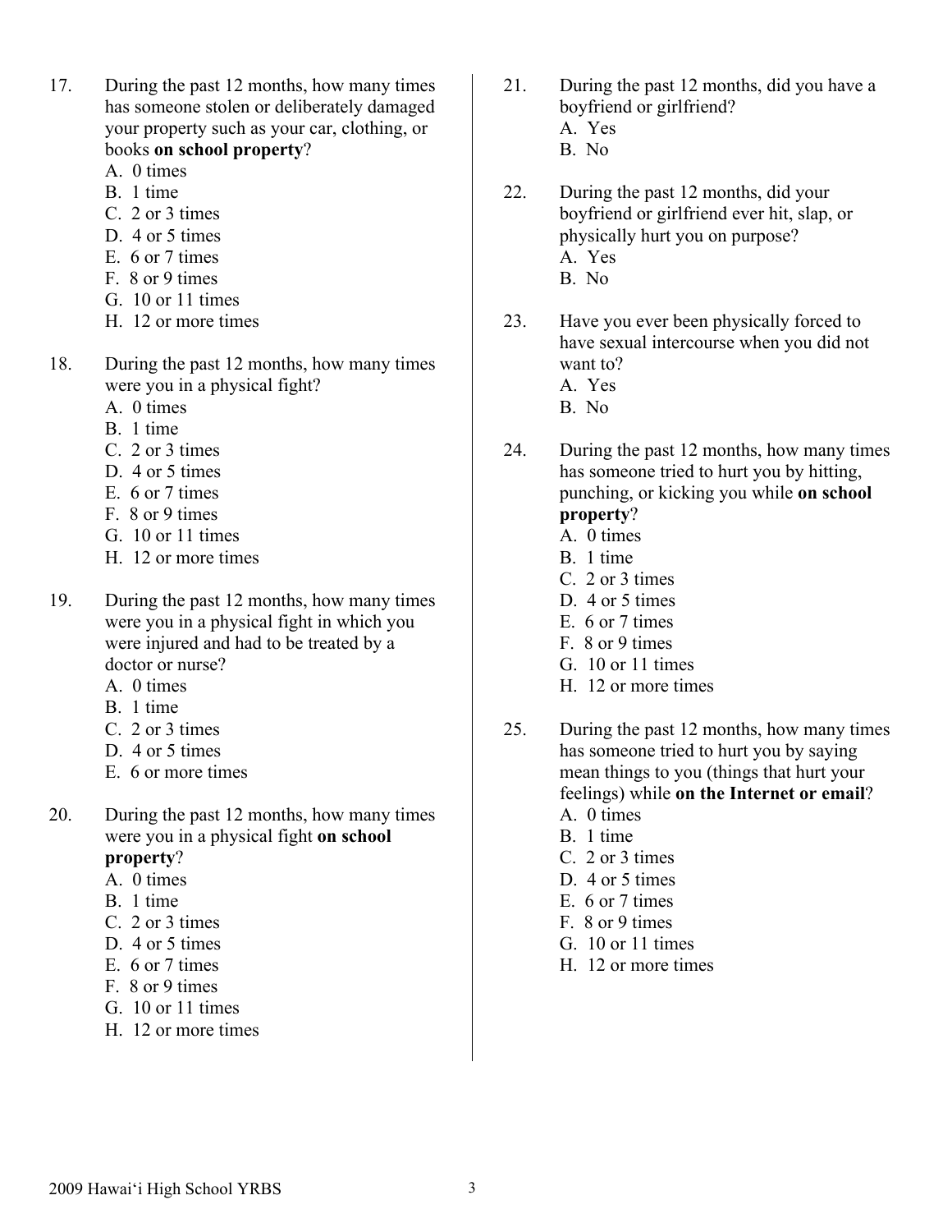17. During the past 12 months, how many times has someone stolen or deliberately damaged your property such as your car, clothing, or books **on school property**?
    A. 0 times
    B. 1 time
    C. 2 or 3 times
    D. 4 or 5 times
    E. 6 or 7 times
    F. 8 or 9 times
    G. 10 or 11 times
    H. 12 or more times

18. During the past 12 months, how many times were you in a physical fight?
    A. 0 times
    B. 1 time
    C. 2 or 3 times
    D. 4 or 5 times
    E. 6 or 7 times
    F. 8 or 9 times
    G. 10 or 11 times
    H. 12 or more times

19. During the past 12 months, how many times were you in a physical fight in which you were injured and had to be treated by a doctor or nurse?
    A. 0 times
    B. 1 time
    C. 2 or 3 times
    D. 4 or 5 times
    E. 6 or more times

20. During the past 12 months, how many times were you in a physical fight **on school property**?
    A. 0 times
    B. 1 time
    C. 2 or 3 times
    D. 4 or 5 times
    E. 6 or 7 times
    F. 8 or 9 times
    G. 10 or 11 times
    H. 12 or more times

21. During the past 12 months, did you have a boyfriend or girlfriend?
    A. Yes
    B. No

22. During the past 12 months, did your boyfriend or girlfriend ever hit, slap, or physically hurt you on purpose?
    A. Yes
    B. No

23. Have you ever been physically forced to have sexual intercourse when you did not want to?
    A. Yes
    B. No

24. During the past 12 months, how many times has someone tried to hurt you by hitting, punching, or kicking you while **on school property**?
    A. 0 times
    B. 1 time
    C. 2 or 3 times
    D. 4 or 5 times
    E. 6 or 7 times
    F. 8 or 9 times
    G. 10 or 11 times
    H. 12 or more times

25. During the past 12 months, how many times has someone tried to hurt you by saying mean things to you (things that hurt your feelings) while **on the Internet or email**?
    A. 0 times
    B. 1 time
    C. 2 or 3 times
    D. 4 or 5 times
    E. 6 or 7 times
    F. 8 or 9 times
    G. 10 or 11 times
    H. 12 or more times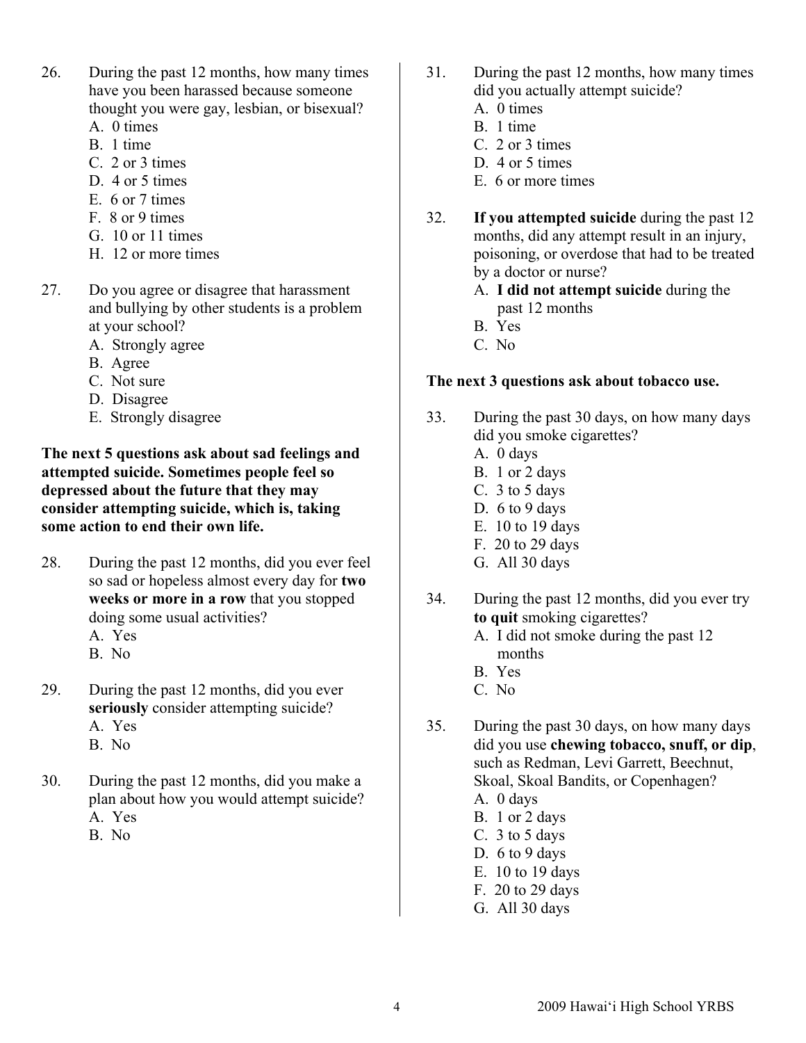26. During the past 12 months, how many times have you been harassed because someone thought you were gay, lesbian, or bisexual?
    A. 0 times
    B. 1 time
    C. 2 or 3 times
    D. 4 or 5 times
    E. 6 or 7 times
    F. 8 or 9 times
    G. 10 or 11 times
    H. 12 or more times

27. Do you agree or disagree that harassment and bullying by other students is a problem at your school?
    A. Strongly agree
    B. Agree
    C. Not sure
    D. Disagree
    E. Strongly disagree

**The next 5 questions ask about sad feelings and attempted suicide. Sometimes people feel so depressed about the future that they may consider attempting suicide, which is, taking some action to end their own life.**

28. During the past 12 months, did you ever feel so sad or hopeless almost every day for **two weeks or more in a row** that you stopped doing some usual activities?
    A. Yes
    B. No

29. During the past 12 months, did you ever **seriously** consider attempting suicide?
    A. Yes
    B. No

30. During the past 12 months, did you make a plan about how you would attempt suicide?
    A. Yes
    B. No

31. During the past 12 months, how many times did you actually attempt suicide?
    A. 0 times
    B. 1 time
    C. 2 or 3 times
    D. 4 or 5 times
    E. 6 or more times

32. **If you attempted suicide** during the past 12 months, did any attempt result in an injury, poisoning, or overdose that had to be treated by a doctor or nurse?
    A. **I did not attempt suicide** during the past 12 months
    B. Yes
    C. No

**The next 3 questions ask about tobacco use.**

33. During the past 30 days, on how many days did you smoke cigarettes?
    A. 0 days
    B. 1 or 2 days
    C. 3 to 5 days
    D. 6 to 9 days
    E. 10 to 19 days
    F. 20 to 29 days
    G. All 30 days

34. During the past 12 months, did you ever try **to quit** smoking cigarettes?
    A. I did not smoke during the past 12 months
    B. Yes
    C. No

35. During the past 30 days, on how many days did you use **chewing tobacco, snuff, or dip**, such as Redman, Levi Garrett, Beechnut, Skoal, Skoal Bandits, or Copenhagen?
    A. 0 days
    B. 1 or 2 days
    C. 3 to 5 days
    D. 6 to 9 days
    E. 10 to 19 days
    F. 20 to 29 days
    G. All 30 days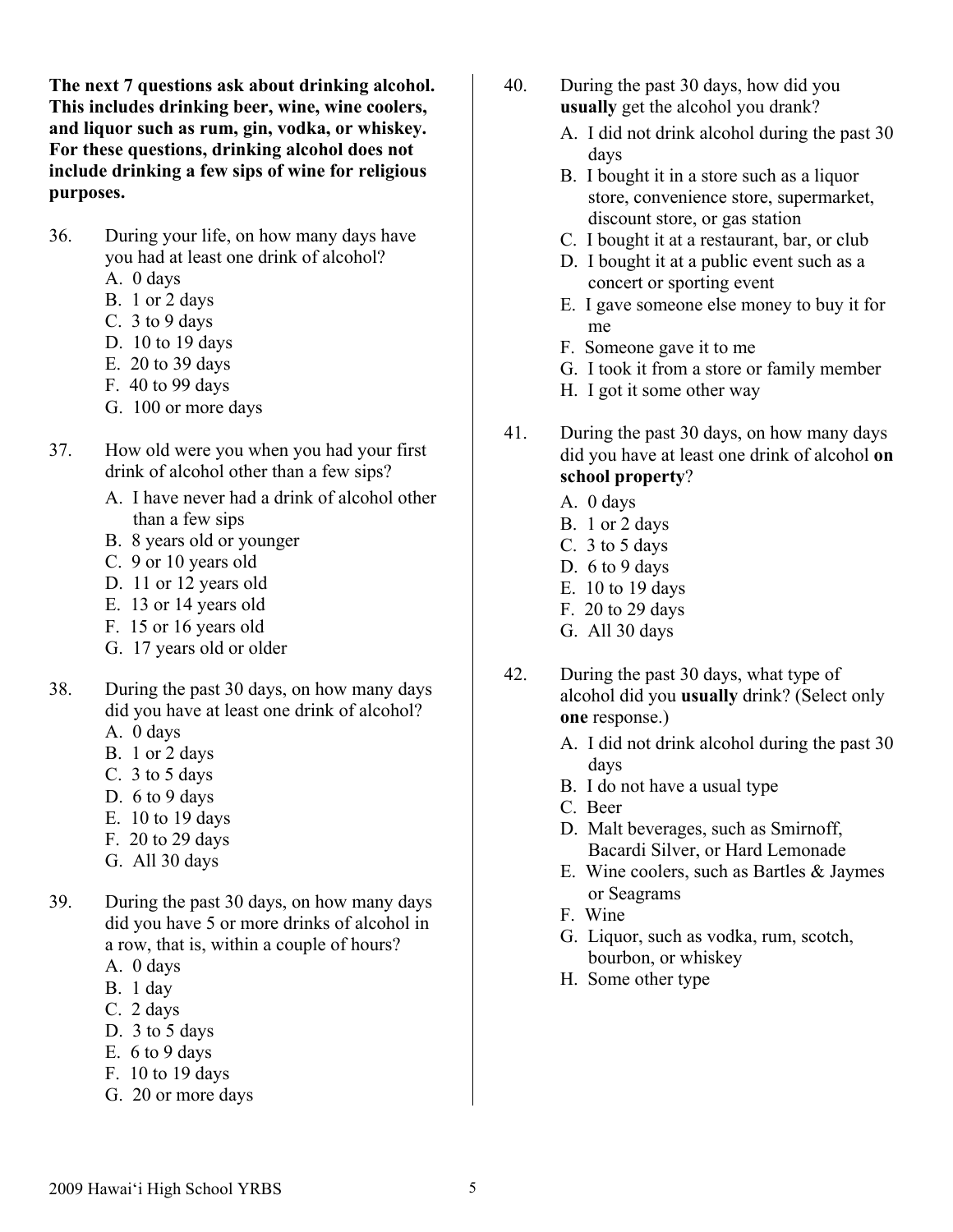**The next 7 questions ask about drinking alcohol. This includes drinking beer, wine, wine coolers, and liquor such as rum, gin, vodka, or whiskey. For these questions, drinking alcohol does not include drinking a few sips of wine for religious purposes.**

36. During your life, on how many days have you had at least one drink of alcohol?
    - A. 0 days
    - B. 1 or 2 days
    - C. 3 to 9 days
    - D. 10 to 19 days
    - E. 20 to 39 days
    - F. 40 to 99 days
    - G. 100 or more days

37. How old were you when you had your first drink of alcohol other than a few sips?
    - A. I have never had a drink of alcohol other than a few sips
    - B. 8 years old or younger
    - C. 9 or 10 years old
    - D. 11 or 12 years old
    - E. 13 or 14 years old
    - F. 15 or 16 years old
    - G. 17 years old or older

38. During the past 30 days, on how many days did you have at least one drink of alcohol?
    - A. 0 days
    - B. 1 or 2 days
    - C. 3 to 5 days
    - D. 6 to 9 days
    - E. 10 to 19 days
    - F. 20 to 29 days
    - G. All 30 days

39. During the past 30 days, on how many days did you have 5 or more drinks of alcohol in a row, that is, within a couple of hours?
    - A. 0 days
    - B. 1 day
    - C. 2 days
    - D. 3 to 5 days
    - E. 6 to 9 days
    - F. 10 to 19 days
    - G. 20 or more days

40. During the past 30 days, how did you **usually** get the alcohol you drank?
    - A. I did not drink alcohol during the past 30 days
    - B. I bought it in a store such as a liquor store, convenience store, supermarket, discount store, or gas station
    - C. I bought it at a restaurant, bar, or club
    - D. I bought it at a public event such as a concert or sporting event
    - E. I gave someone else money to buy it for me
    - F. Someone gave it to me
    - G. I took it from a store or family member
    - H. I got it some other way

41. During the past 30 days, on how many days did you have at least one drink of alcohol **on school property**?
    - A. 0 days
    - B. 1 or 2 days
    - C. 3 to 5 days
    - D. 6 to 9 days
    - E. 10 to 19 days
    - F. 20 to 29 days
    - G. All 30 days

42. During the past 30 days, what type of alcohol did you **usually** drink? (Select only **one** response.)
    - A. I did not drink alcohol during the past 30 days
    - B. I do not have a usual type
    - C. Beer
    - D. Malt beverages, such as Smirnoff, Bacardi Silver, or Hard Lemonade
    - E. Wine coolers, such as Bartles & Jaymes or Seagrams
    - F. Wine
    - G. Liquor, such as vodka, rum, scotch, bourbon, or whiskey
    - H. Some other type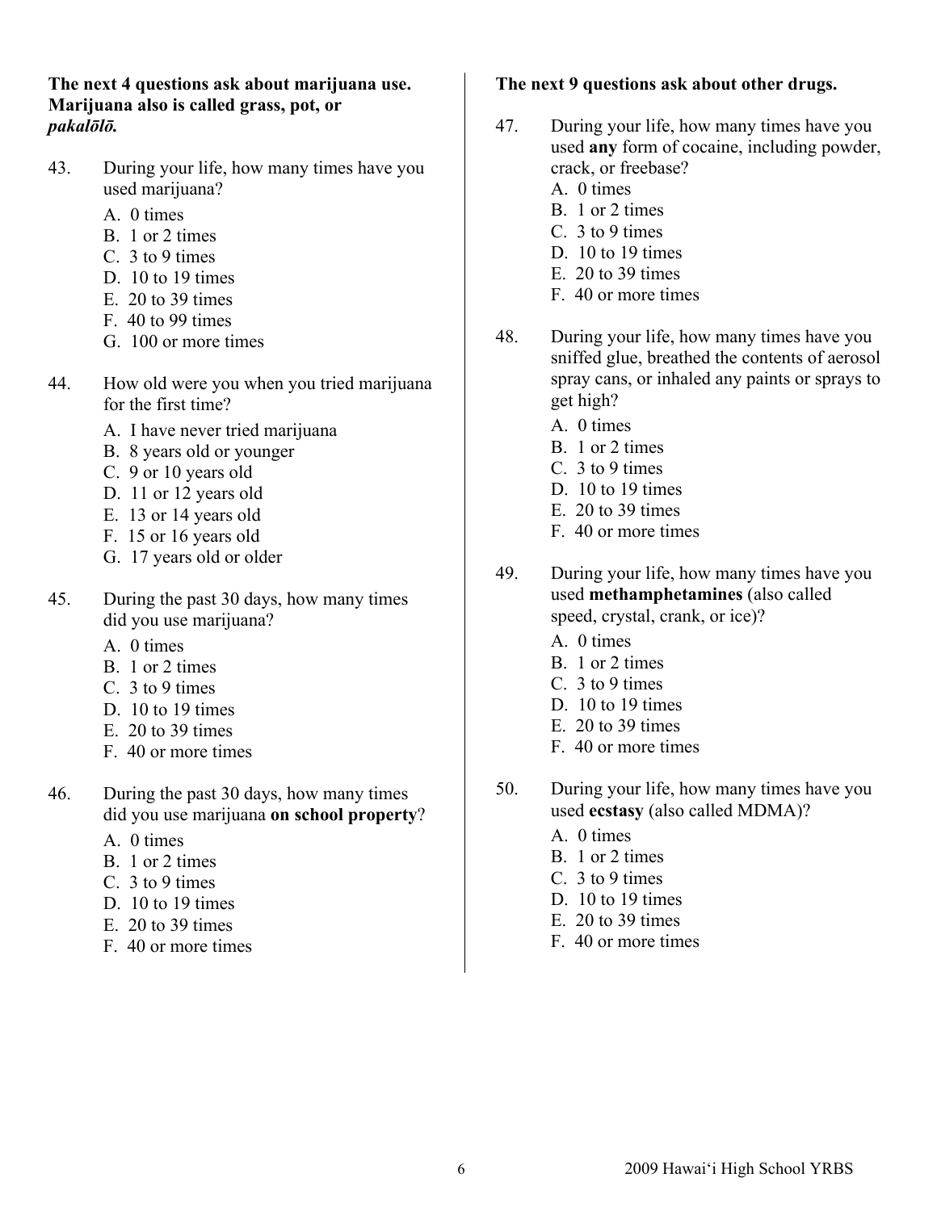**The next 4 questions ask about marijuana use. Marijuana also is called grass, pot, or *pakalōlō.***

43. During your life, how many times have you used marijuana?
    - A. 0 times
    - B. 1 or 2 times
    - C. 3 to 9 times
    - D. 10 to 19 times
    - E. 20 to 39 times
    - F. 40 to 99 times
    - G. 100 or more times

44. How old were you when you tried marijuana for the first time?
    - A. I have never tried marijuana
    - B. 8 years old or younger
    - C. 9 or 10 years old
    - D. 11 or 12 years old
    - E. 13 or 14 years old
    - F. 15 or 16 years old
    - G. 17 years old or older

45. During the past 30 days, how many times did you use marijuana?
    - A. 0 times
    - B. 1 or 2 times
    - C. 3 to 9 times
    - D. 10 to 19 times
    - E. 20 to 39 times
    - F. 40 or more times

46. During the past 30 days, how many times did you use marijuana **on school property**?
    - A. 0 times
    - B. 1 or 2 times
    - C. 3 to 9 times
    - D. 10 to 19 times
    - E. 20 to 39 times
    - F. 40 or more times

**The next 9 questions ask about other drugs.**

47. During your life, how many times have you used **any** form of cocaine, including powder, crack, or freebase?
    - A. 0 times
    - B. 1 or 2 times
    - C. 3 to 9 times
    - D. 10 to 19 times
    - E. 20 to 39 times
    - F. 40 or more times

48. During your life, how many times have you sniffed glue, breathed the contents of aerosol spray cans, or inhaled any paints or sprays to get high?
    - A. 0 times
    - B. 1 or 2 times
    - C. 3 to 9 times
    - D. 10 to 19 times
    - E. 20 to 39 times
    - F. 40 or more times

49. During your life, how many times have you used **methamphetamines** (also called speed, crystal, crank, or ice)?
    - A. 0 times
    - B. 1 or 2 times
    - C. 3 to 9 times
    - D. 10 to 19 times
    - E. 20 to 39 times
    - F. 40 or more times

50. During your life, how many times have you used **ecstasy** (also called MDMA)?
    - A. 0 times
    - B. 1 or 2 times
    - C. 3 to 9 times
    - D. 10 to 19 times
    - E. 20 to 39 times
    - F. 40 or more times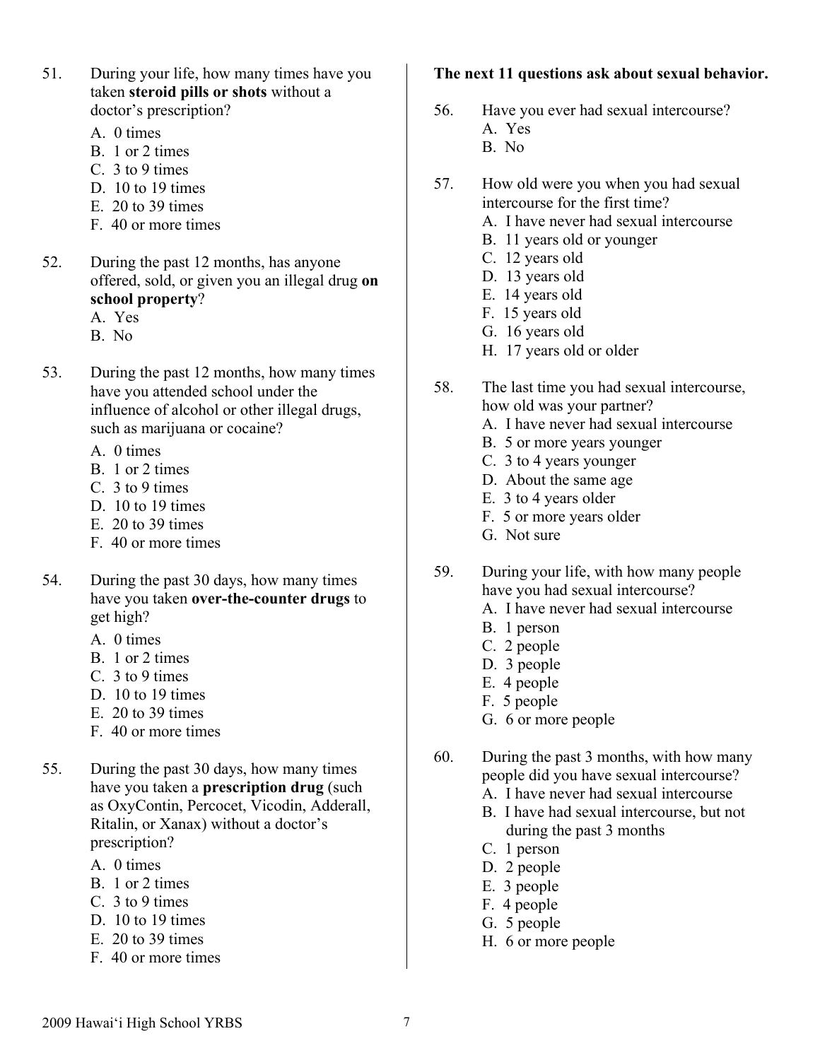51. During your life, how many times have you taken **steroid pills or shots** without a doctor's prescription?
    A. 0 times
    B. 1 or 2 times
    C. 3 to 9 times
    D. 10 to 19 times
    E. 20 to 39 times
    F. 40 or more times

52. During the past 12 months, has anyone offered, sold, or given you an illegal drug **on school property**?
    A. Yes
    B. No

53. During the past 12 months, how many times have you attended school under the influence of alcohol or other illegal drugs, such as marijuana or cocaine?
    A. 0 times
    B. 1 or 2 times
    C. 3 to 9 times
    D. 10 to 19 times
    E. 20 to 39 times
    F. 40 or more times

54. During the past 30 days, how many times have you taken **over-the-counter drugs** to get high?
    A. 0 times
    B. 1 or 2 times
    C. 3 to 9 times
    D. 10 to 19 times
    E. 20 to 39 times
    F. 40 or more times

55. During the past 30 days, how many times have you taken a **prescription drug** (such as OxyContin, Percocet, Vicodin, Adderall, Ritalin, or Xanax) without a doctor's prescription?
    A. 0 times
    B. 1 or 2 times
    C. 3 to 9 times
    D. 10 to 19 times
    E. 20 to 39 times
    F. 40 or more times

**The next 11 questions ask about sexual behavior.**

56. Have you ever had sexual intercourse?
    A. Yes
    B. No

57. How old were you when you had sexual intercourse for the first time?
    A. I have never had sexual intercourse
    B. 11 years old or younger
    C. 12 years old
    D. 13 years old
    E. 14 years old
    F. 15 years old
    G. 16 years old
    H. 17 years old or older

58. The last time you had sexual intercourse, how old was your partner?
    A. I have never had sexual intercourse
    B. 5 or more years younger
    C. 3 to 4 years younger
    D. About the same age
    E. 3 to 4 years older
    F. 5 or more years older
    G. Not sure

59. During your life, with how many people have you had sexual intercourse?
    A. I have never had sexual intercourse
    B. 1 person
    C. 2 people
    D. 3 people
    E. 4 people
    F. 5 people
    G. 6 or more people

60. During the past 3 months, with how many people did you have sexual intercourse?
    A. I have never had sexual intercourse
    B. I have had sexual intercourse, but not during the past 3 months
    C. 1 person
    D. 2 people
    E. 3 people
    F. 4 people
    G. 5 people
    H. 6 or more people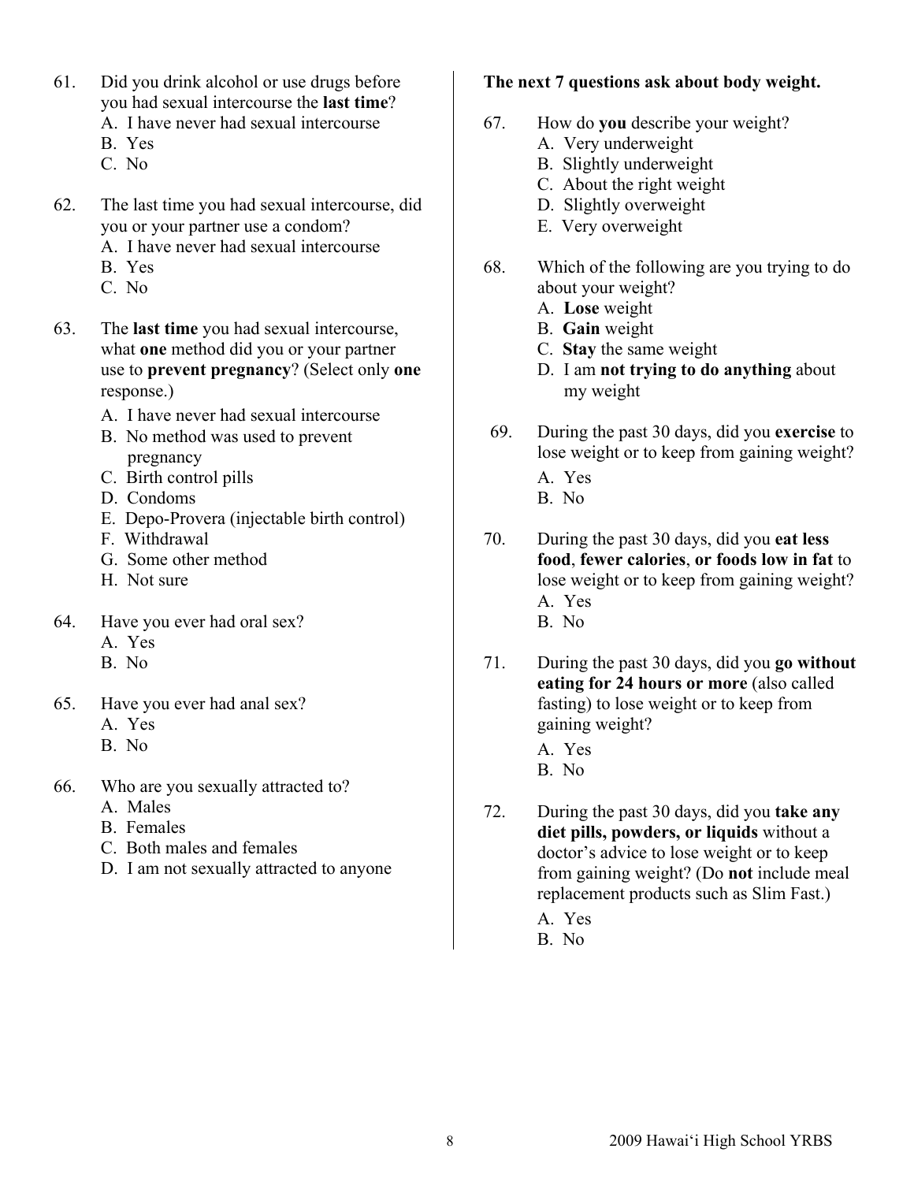61. Did you drink alcohol or use drugs before you had sexual intercourse the **last time**?
    - A. I have never had sexual intercourse
    - B. Yes
    - C. No

62. The last time you had sexual intercourse, did you or your partner use a condom?
    - A. I have never had sexual intercourse
    - B. Yes
    - C. No

63. The **last time** you had sexual intercourse, what **one** method did you or your partner use to **prevent pregnancy**? (Select only **one** response.)
    - A. I have never had sexual intercourse
    - B. No method was used to prevent pregnancy
    - C. Birth control pills
    - D. Condoms
    - E. Depo-Provera (injectable birth control)
    - F. Withdrawal
    - G. Some other method
    - H. Not sure

64. Have you ever had oral sex?
    - A. Yes
    - B. No

65. Have you ever had anal sex?
    - A. Yes
    - B. No

66. Who are you sexually attracted to?
    - A. Males
    - B. Females
    - C. Both males and females
    - D. I am not sexually attracted to anyone

**The next 7 questions ask about body weight.**

67. How do **you** describe your weight?
    - A. Very underweight
    - B. Slightly underweight
    - C. About the right weight
    - D. Slightly overweight
    - E. Very overweight

68. Which of the following are you trying to do about your weight?
    - A. **Lose** weight
    - B. **Gain** weight
    - C. **Stay** the same weight
    - D. I am **not trying to do anything** about my weight

69. During the past 30 days, did you **exercise** to lose weight or to keep from gaining weight?
    - A. Yes
    - B. No

70. During the past 30 days, did you **eat less food**, **fewer calories**, **or foods low in fat** to lose weight or to keep from gaining weight?
    - A. Yes
    - B. No

71. During the past 30 days, did you **go without eating for 24 hours or more** (also called fasting) to lose weight or to keep from gaining weight?
    - A. Yes
    - B. No

72. During the past 30 days, did you **take any diet pills, powders, or liquids** without a doctor's advice to lose weight or to keep from gaining weight? (Do **not** include meal replacement products such as Slim Fast.)
    - A. Yes
    - B. No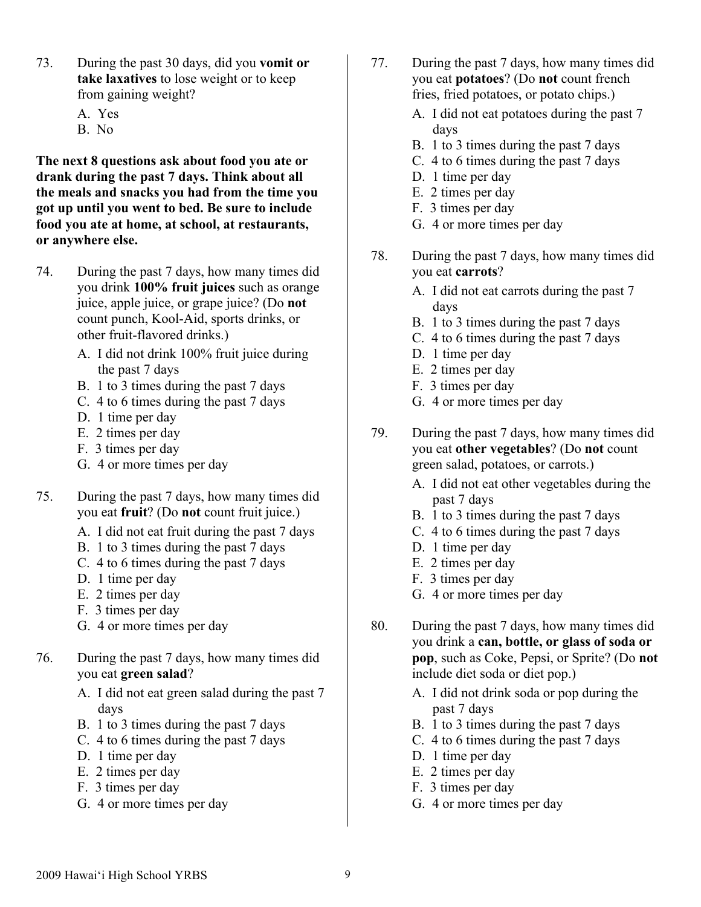73. During the past 30 days, did you **vomit or take laxatives** to lose weight or to keep from gaining weight?

    A. Yes
    B. No

**The next 8 questions ask about food you ate or drank during the past 7 days. Think about all the meals and snacks you had from the time you got up until you went to bed. Be sure to include food you ate at home, at school, at restaurants, or anywhere else.**

74. During the past 7 days, how many times did you drink **100% fruit juices** such as orange juice, apple juice, or grape juice? (Do **not** count punch, Kool-Aid, sports drinks, or other fruit-flavored drinks.)

    A. I did not drink 100% fruit juice during the past 7 days
    B. 1 to 3 times during the past 7 days
    C. 4 to 6 times during the past 7 days
    D. 1 time per day
    E. 2 times per day
    F. 3 times per day
    G. 4 or more times per day

75. During the past 7 days, how many times did you eat **fruit**? (Do **not** count fruit juice.)

    A. I did not eat fruit during the past 7 days
    B. 1 to 3 times during the past 7 days
    C. 4 to 6 times during the past 7 days
    D. 1 time per day
    E. 2 times per day
    F. 3 times per day
    G. 4 or more times per day

76. During the past 7 days, how many times did you eat **green salad**?

    A. I did not eat green salad during the past 7 days
    B. 1 to 3 times during the past 7 days
    C. 4 to 6 times during the past 7 days
    D. 1 time per day
    E. 2 times per day
    F. 3 times per day
    G. 4 or more times per day

77. During the past 7 days, how many times did you eat **potatoes**? (Do **not** count french fries, fried potatoes, or potato chips.)

    A. I did not eat potatoes during the past 7 days
    B. 1 to 3 times during the past 7 days
    C. 4 to 6 times during the past 7 days
    D. 1 time per day
    E. 2 times per day
    F. 3 times per day
    G. 4 or more times per day

78. During the past 7 days, how many times did you eat **carrots**?

    A. I did not eat carrots during the past 7 days
    B. 1 to 3 times during the past 7 days
    C. 4 to 6 times during the past 7 days
    D. 1 time per day
    E. 2 times per day
    F. 3 times per day
    G. 4 or more times per day

79. During the past 7 days, how many times did you eat **other vegetables**? (Do **not** count green salad, potatoes, or carrots.)

    A. I did not eat other vegetables during the past 7 days
    B. 1 to 3 times during the past 7 days
    C. 4 to 6 times during the past 7 days
    D. 1 time per day
    E. 2 times per day
    F. 3 times per day
    G. 4 or more times per day

80. During the past 7 days, how many times did you drink a **can, bottle, or glass of soda or pop**, such as Coke, Pepsi, or Sprite? (Do **not** include diet soda or diet pop.)

    A. I did not drink soda or pop during the past 7 days
    B. 1 to 3 times during the past 7 days
    C. 4 to 6 times during the past 7 days
    D. 1 time per day
    E. 2 times per day
    F. 3 times per day
    G. 4 or more times per day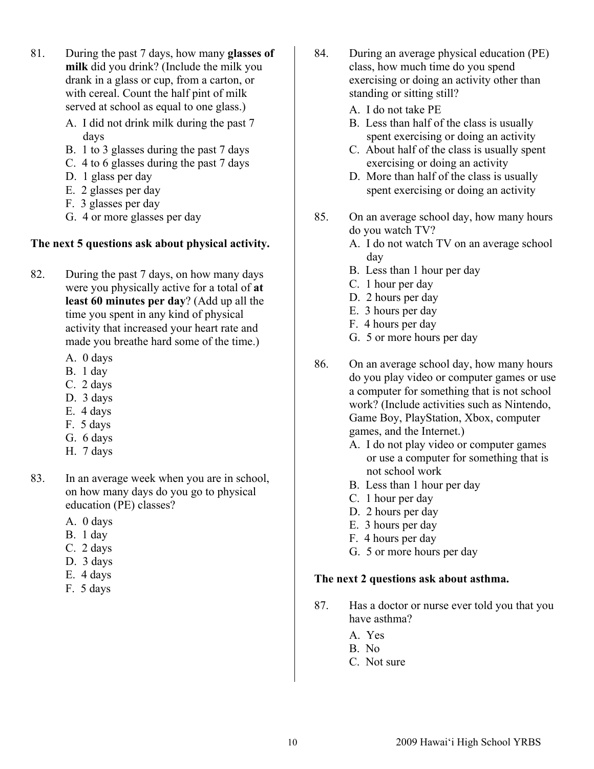81. During the past 7 days, how many **glasses of milk** did you drink? (Include the milk you drank in a glass or cup, from a carton, or with cereal. Count the half pint of milk served at school as equal to one glass.)
   A. I did not drink milk during the past 7 days
   B. 1 to 3 glasses during the past 7 days
   C. 4 to 6 glasses during the past 7 days
   D. 1 glass per day
   E. 2 glasses per day
   F. 3 glasses per day
   G. 4 or more glasses per day

**The next 5 questions ask about physical activity.**

82. During the past 7 days, on how many days were you physically active for a total of **at least 60 minutes per day**? (Add up all the time you spent in any kind of physical activity that increased your heart rate and made you breathe hard some of the time.)
   A. 0 days
   B. 1 day
   C. 2 days
   D. 3 days
   E. 4 days
   F. 5 days
   G. 6 days
   H. 7 days

83. In an average week when you are in school, on how many days do you go to physical education (PE) classes?
   A. 0 days
   B. 1 day
   C. 2 days
   D. 3 days
   E. 4 days
   F. 5 days

84. During an average physical education (PE) class, how much time do you spend exercising or doing an activity other than standing or sitting still?
   A. I do not take PE
   B. Less than half of the class is usually spent exercising or doing an activity
   C. About half of the class is usually spent exercising or doing an activity
   D. More than half of the class is usually spent exercising or doing an activity

85. On an average school day, how many hours do you watch TV?
   A. I do not watch TV on an average school day
   B. Less than 1 hour per day
   C. 1 hour per day
   D. 2 hours per day
   E. 3 hours per day
   F. 4 hours per day
   G. 5 or more hours per day

86. On an average school day, how many hours do you play video or computer games or use a computer for something that is not school work? (Include activities such as Nintendo, Game Boy, PlayStation, Xbox, computer games, and the Internet.)
   A. I do not play video or computer games or use a computer for something that is not school work
   B. Less than 1 hour per day
   C. 1 hour per day
   D. 2 hours per day
   E. 3 hours per day
   F. 4 hours per day
   G. 5 or more hours per day

**The next 2 questions ask about asthma.**

87. Has a doctor or nurse ever told you that you have asthma?
   A. Yes
   B. No
   C. Not sure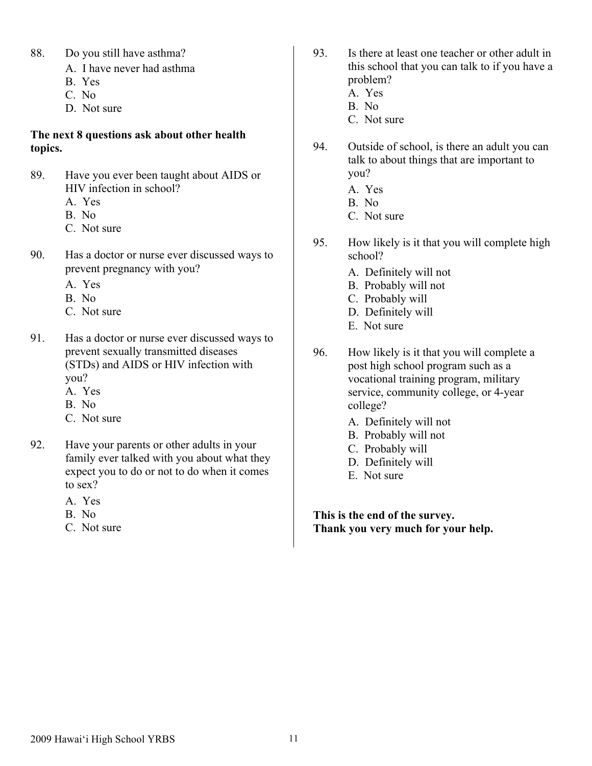88. Do you still have asthma?
    - A. I have never had asthma
    - B. Yes
    - C. No
    - D. Not sure

**The next 8 questions ask about other health topics.**

89. Have you ever been taught about AIDS or HIV infection in school?
    - A. Yes
    - B. No
    - C. Not sure

90. Has a doctor or nurse ever discussed ways to prevent pregnancy with you?
    - A. Yes
    - B. No
    - C. Not sure

91. Has a doctor or nurse ever discussed ways to prevent sexually transmitted diseases (STDs) and AIDS or HIV infection with you?
    - A. Yes
    - B. No
    - C. Not sure

92. Have your parents or other adults in your family ever talked with you about what they expect you to do or not to do when it comes to sex?
    - A. Yes
    - B. No
    - C. Not sure

93. Is there at least one teacher or other adult in this school that you can talk to if you have a problem?
    - A. Yes
    - B. No
    - C. Not sure

94. Outside of school, is there an adult you can talk to about things that are important to you?
    - A. Yes
    - B. No
    - C. Not sure

95. How likely is it that you will complete high school?
    - A. Definitely will not
    - B. Probably will not
    - C. Probably will
    - D. Definitely will
    - E. Not sure

96. How likely is it that you will complete a post high school program such as a vocational training program, military service, community college, or 4-year college?
    - A. Definitely will not
    - B. Probably will not
    - C. Probably will
    - D. Definitely will
    - E. Not sure

**This is the end of the survey.**
**Thank you very much for your help.**